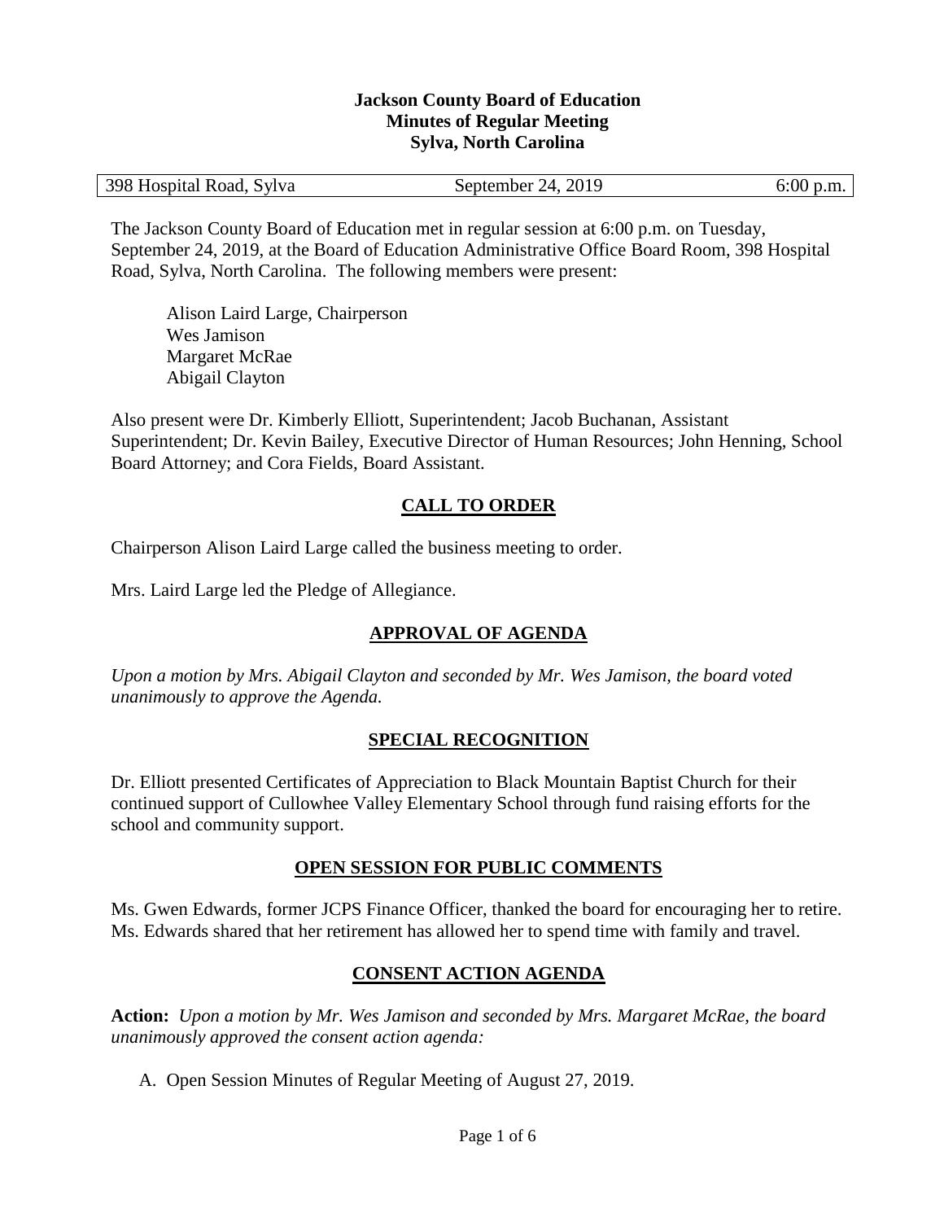**Jackson County Board of Education**
**Minutes of Regular Meeting**
**Sylva, North Carolina**

| 398 Hospital Road, Sylva | September 24, 2019 | 6:00 p.m. |
|---|---|---|

The Jackson County Board of Education met in regular session at 6:00 p.m. on Tuesday, September 24, 2019, at the Board of Education Administrative Office Board Room, 398 Hospital Road, Sylva, North Carolina. The following members were present:

Alison Laird Large, Chairperson
Wes Jamison
Margaret McRae
Abigail Clayton

Also present were Dr. Kimberly Elliott, Superintendent; Jacob Buchanan, Assistant Superintendent; Dr. Kevin Bailey, Executive Director of Human Resources; John Henning, School Board Attorney; and Cora Fields, Board Assistant.

## CALL TO ORDER

Chairperson Alison Laird Large called the business meeting to order.

Mrs. Laird Large led the Pledge of Allegiance.

## APPROVAL OF AGENDA

*Upon a motion by Mrs. Abigail Clayton and seconded by Mr. Wes Jamison, the board voted unanimously to approve the Agenda.*

## SPECIAL RECOGNITION

Dr. Elliott presented Certificates of Appreciation to Black Mountain Baptist Church for their continued support of Cullowhee Valley Elementary School through fund raising efforts for the school and community support.

## OPEN SESSION FOR PUBLIC COMMENTS

Ms. Gwen Edwards, former JCPS Finance Officer, thanked the board for encouraging her to retire. Ms. Edwards shared that her retirement has allowed her to spend time with family and travel.

## CONSENT ACTION AGENDA

**Action:** *Upon a motion by Mr. Wes Jamison and seconded by Mrs. Margaret McRae, the board unanimously approved the consent action agenda:*

A. Open Session Minutes of Regular Meeting of August 27, 2019.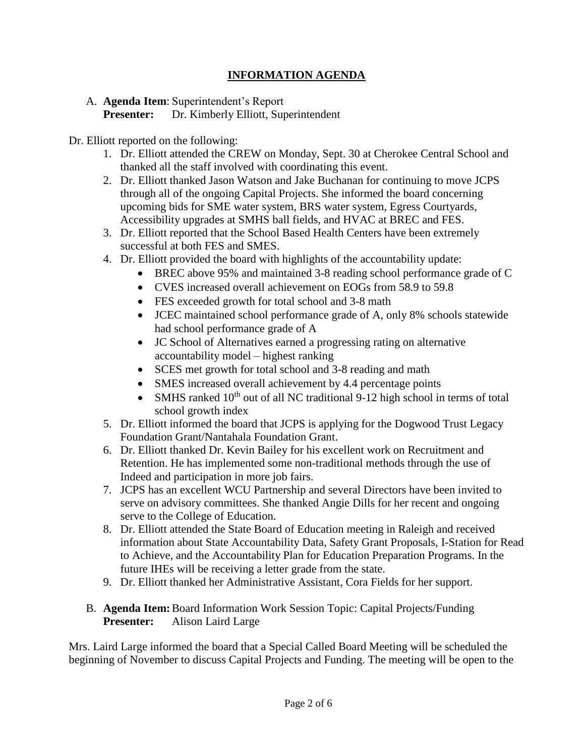## INFORMATION AGENDA

A. **Agenda Item**: Superintendent's Report
   **Presenter:** Dr. Kimberly Elliott, Superintendent

Dr. Elliott reported on the following:

1. Dr. Elliott attended the CREW on Monday, Sept. 30 at Cherokee Central School and thanked all the staff involved with coordinating this event.
2. Dr. Elliott thanked Jason Watson and Jake Buchanan for continuing to move JCPS through all of the ongoing Capital Projects. She informed the board concerning upcoming bids for SME water system, BRS water system, Egress Courtyards, Accessibility upgrades at SMHS ball fields, and HVAC at BREC and FES.
3. Dr. Elliott reported that the School Based Health Centers have been extremely successful at both FES and SMES.
4. Dr. Elliott provided the board with highlights of the accountability update:
   - BREC above 95% and maintained 3-8 reading school performance grade of C
   - CVES increased overall achievement on EOGs from 58.9 to 59.8
   - FES exceeded growth for total school and 3-8 math
   - JCEC maintained school performance grade of A, only 8% schools statewide had school performance grade of A
   - JC School of Alternatives earned a progressing rating on alternative accountability model – highest ranking
   - SCES met growth for total school and 3-8 reading and math
   - SMES increased overall achievement by 4.4 percentage points
   - SMHS ranked 10th out of all NC traditional 9-12 high school in terms of total school growth index
5. Dr. Elliott informed the board that JCPS is applying for the Dogwood Trust Legacy Foundation Grant/Nantahala Foundation Grant.
6. Dr. Elliott thanked Dr. Kevin Bailey for his excellent work on Recruitment and Retention. He has implemented some non-traditional methods through the use of Indeed and participation in more job fairs.
7. JCPS has an excellent WCU Partnership and several Directors have been invited to serve on advisory committees. She thanked Angie Dills for her recent and ongoing serve to the College of Education.
8. Dr. Elliott attended the State Board of Education meeting in Raleigh and received information about State Accountability Data, Safety Grant Proposals, I-Station for Read to Achieve, and the Accountability Plan for Education Preparation Programs. In the future IHEs will be receiving a letter grade from the state.
9. Dr. Elliott thanked her Administrative Assistant, Cora Fields for her support.

B. **Agenda Item:** Board Information Work Session Topic: Capital Projects/Funding
   **Presenter:** Alison Laird Large

Mrs. Laird Large informed the board that a Special Called Board Meeting will be scheduled the beginning of November to discuss Capital Projects and Funding. The meeting will be open to the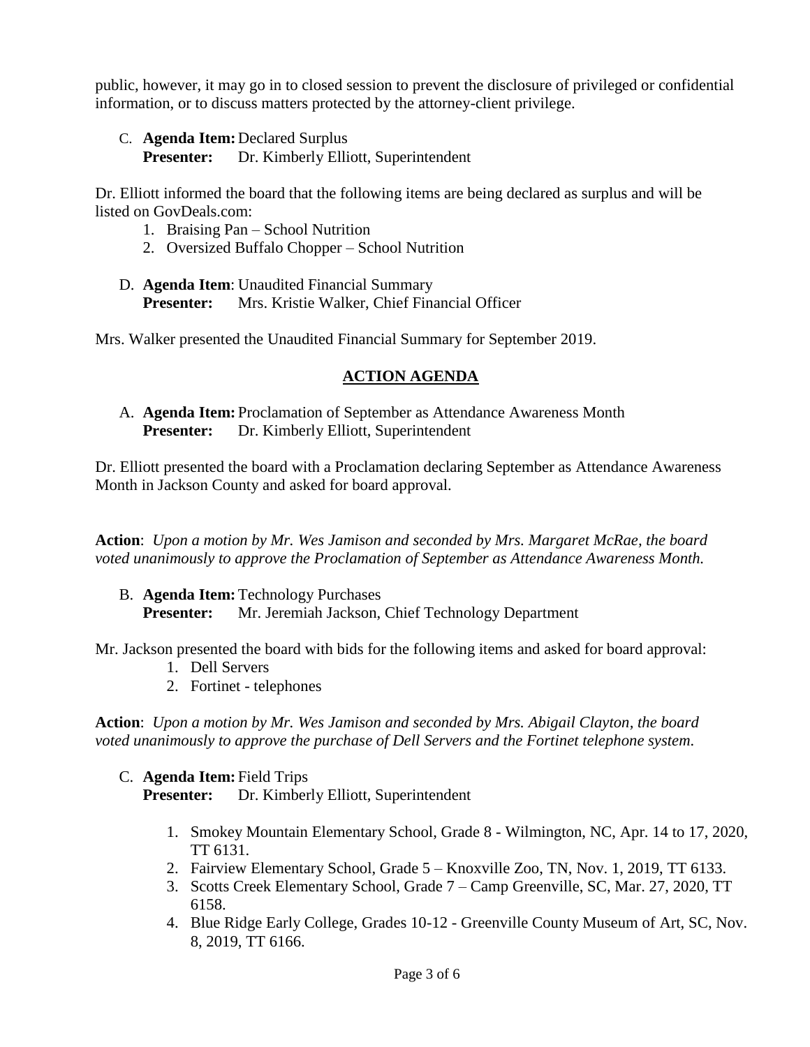public, however, it may go in to closed session to prevent the disclosure of privileged or confidential information, or to discuss matters protected by the attorney-client privilege.

C. **Agenda Item:** Declared Surplus
   **Presenter:** Dr. Kimberly Elliott, Superintendent

Dr. Elliott informed the board that the following items are being declared as surplus and will be listed on GovDeals.com:

1. Braising Pan – School Nutrition
2. Oversized Buffalo Chopper – School Nutrition

D. **Agenda Item**: Unaudited Financial Summary
   **Presenter:** Mrs. Kristie Walker, Chief Financial Officer

Mrs. Walker presented the Unaudited Financial Summary for September 2019.

## ACTION AGENDA

A. **Agenda Item:** Proclamation of September as Attendance Awareness Month
   **Presenter:** Dr. Kimberly Elliott, Superintendent

Dr. Elliott presented the board with a Proclamation declaring September as Attendance Awareness Month in Jackson County and asked for board approval.

**Action**: *Upon a motion by Mr. Wes Jamison and seconded by Mrs. Margaret McRae, the board voted unanimously to approve the Proclamation of September as Attendance Awareness Month.*

B. **Agenda Item:** Technology Purchases
   **Presenter:** Mr. Jeremiah Jackson, Chief Technology Department

Mr. Jackson presented the board with bids for the following items and asked for board approval:

1. Dell Servers
2. Fortinet - telephones

**Action**: *Upon a motion by Mr. Wes Jamison and seconded by Mrs. Abigail Clayton, the board voted unanimously to approve the purchase of Dell Servers and the Fortinet telephone system.*

C. **Agenda Item:** Field Trips
   **Presenter:** Dr. Kimberly Elliott, Superintendent

1. Smokey Mountain Elementary School, Grade 8 - Wilmington, NC, Apr. 14 to 17, 2020, TT 6131.
2. Fairview Elementary School, Grade 5 – Knoxville Zoo, TN, Nov. 1, 2019, TT 6133.
3. Scotts Creek Elementary School, Grade 7 – Camp Greenville, SC, Mar. 27, 2020, TT 6158.
4. Blue Ridge Early College, Grades 10-12 - Greenville County Museum of Art, SC, Nov. 8, 2019, TT 6166.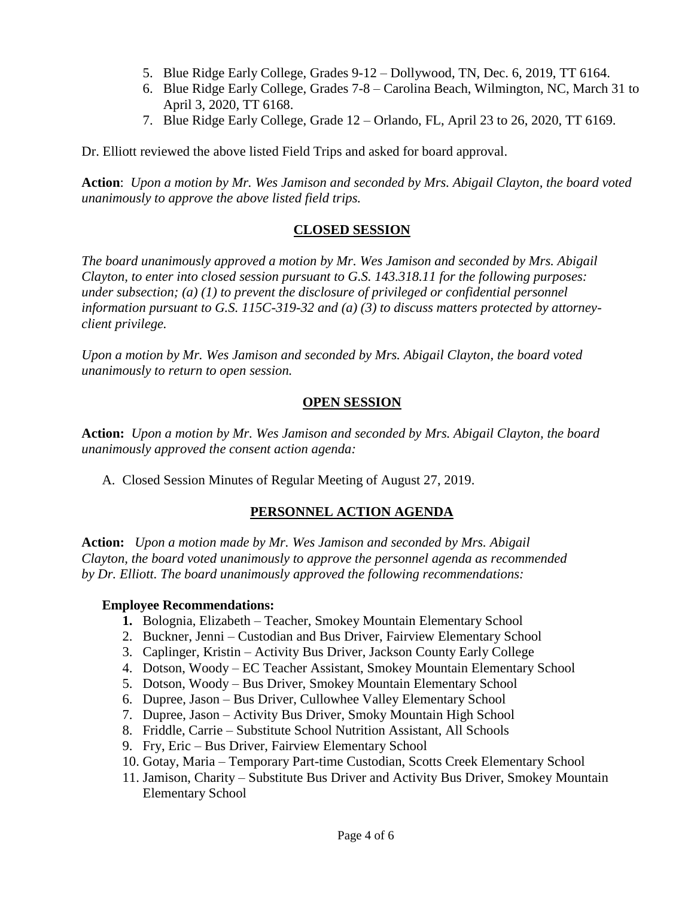5. Blue Ridge Early College, Grades 9-12 – Dollywood, TN, Dec. 6, 2019, TT 6164.
6. Blue Ridge Early College, Grades 7-8 – Carolina Beach, Wilmington, NC, March 31 to April 3, 2020, TT 6168.
7. Blue Ridge Early College, Grade 12 – Orlando, FL, April 23 to 26, 2020, TT 6169.

Dr. Elliott reviewed the above listed Field Trips and asked for board approval.

**Action**: *Upon a motion by Mr. Wes Jamison and seconded by Mrs. Abigail Clayton, the board voted unanimously to approve the above listed field trips.*

## CLOSED SESSION

*The board unanimously approved a motion by Mr. Wes Jamison and seconded by Mrs. Abigail Clayton, to enter into closed session pursuant to G.S. 143.318.11 for the following purposes: under subsection; (a) (1) to prevent the disclosure of privileged or confidential personnel information pursuant to G.S. 115C-319-32 and (a) (3) to discuss matters protected by attorney-client privilege.*

*Upon a motion by Mr. Wes Jamison and seconded by Mrs. Abigail Clayton, the board voted unanimously to return to open session.*

## OPEN SESSION

**Action:** *Upon a motion by Mr. Wes Jamison and seconded by Mrs. Abigail Clayton, the board unanimously approved the consent action agenda:*

A. Closed Session Minutes of Regular Meeting of August 27, 2019.

## PERSONNEL ACTION AGENDA

**Action:** *Upon a motion made by Mr. Wes Jamison and seconded by Mrs. Abigail Clayton, the board voted unanimously to approve the personnel agenda as recommended by Dr. Elliott. The board unanimously approved the following recommendations:*

**Employee Recommendations:**

1. Bolognia, Elizabeth – Teacher, Smokey Mountain Elementary School
2. Buckner, Jenni – Custodian and Bus Driver, Fairview Elementary School
3. Caplinger, Kristin – Activity Bus Driver, Jackson County Early College
4. Dotson, Woody – EC Teacher Assistant, Smokey Mountain Elementary School
5. Dotson, Woody – Bus Driver, Smokey Mountain Elementary School
6. Dupree, Jason – Bus Driver, Cullowhee Valley Elementary School
7. Dupree, Jason – Activity Bus Driver, Smoky Mountain High School
8. Friddle, Carrie – Substitute School Nutrition Assistant, All Schools
9. Fry, Eric – Bus Driver, Fairview Elementary School
10. Gotay, Maria – Temporary Part-time Custodian, Scotts Creek Elementary School
11. Jamison, Charity – Substitute Bus Driver and Activity Bus Driver, Smokey Mountain Elementary School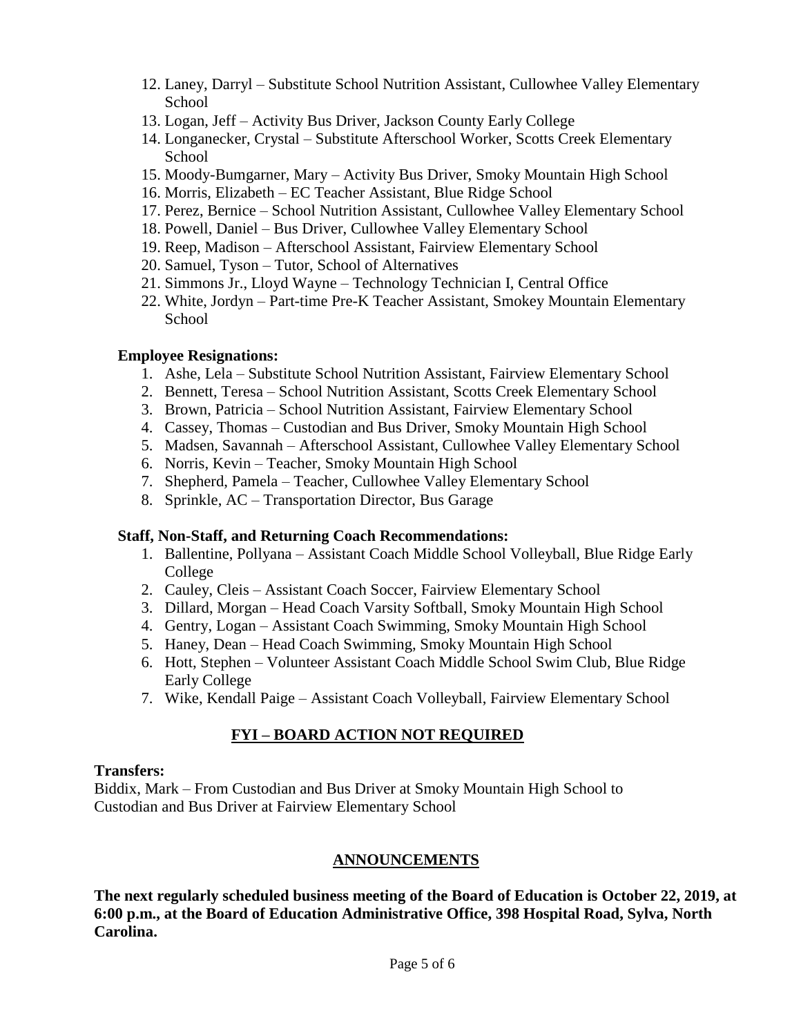12. Laney, Darryl – Substitute School Nutrition Assistant, Cullowhee Valley Elementary School
13. Logan, Jeff – Activity Bus Driver, Jackson County Early College
14. Longanecker, Crystal – Substitute Afterschool Worker, Scotts Creek Elementary School
15. Moody-Bumgarner, Mary – Activity Bus Driver, Smoky Mountain High School
16. Morris, Elizabeth – EC Teacher Assistant, Blue Ridge School
17. Perez, Bernice – School Nutrition Assistant, Cullowhee Valley Elementary School
18. Powell, Daniel – Bus Driver, Cullowhee Valley Elementary School
19. Reep, Madison – Afterschool Assistant, Fairview Elementary School
20. Samuel, Tyson – Tutor, School of Alternatives
21. Simmons Jr., Lloyd Wayne – Technology Technician I, Central Office
22. White, Jordyn – Part-time Pre-K Teacher Assistant, Smokey Mountain Elementary School

**Employee Resignations:**

1. Ashe, Lela – Substitute School Nutrition Assistant, Fairview Elementary School
2. Bennett, Teresa – School Nutrition Assistant, Scotts Creek Elementary School
3. Brown, Patricia – School Nutrition Assistant, Fairview Elementary School
4. Cassey, Thomas – Custodian and Bus Driver, Smoky Mountain High School
5. Madsen, Savannah – Afterschool Assistant, Cullowhee Valley Elementary School
6. Norris, Kevin – Teacher, Smoky Mountain High School
7. Shepherd, Pamela – Teacher, Cullowhee Valley Elementary School
8. Sprinkle, AC – Transportation Director, Bus Garage

**Staff, Non-Staff, and Returning Coach Recommendations:**

1. Ballentine, Pollyana – Assistant Coach Middle School Volleyball, Blue Ridge Early College
2. Cauley, Cleis – Assistant Coach Soccer, Fairview Elementary School
3. Dillard, Morgan – Head Coach Varsity Softball, Smoky Mountain High School
4. Gentry, Logan – Assistant Coach Swimming, Smoky Mountain High School
5. Haney, Dean – Head Coach Swimming, Smoky Mountain High School
6. Hott, Stephen – Volunteer Assistant Coach Middle School Swim Club, Blue Ridge Early College
7. Wike, Kendall Paige – Assistant Coach Volleyball, Fairview Elementary School

## FYI – BOARD ACTION NOT REQUIRED

**Transfers:**

Biddix, Mark – From Custodian and Bus Driver at Smoky Mountain High School to Custodian and Bus Driver at Fairview Elementary School

## ANNOUNCEMENTS

**The next regularly scheduled business meeting of the Board of Education is October 22, 2019, at 6:00 p.m., at the Board of Education Administrative Office, 398 Hospital Road, Sylva, North Carolina.**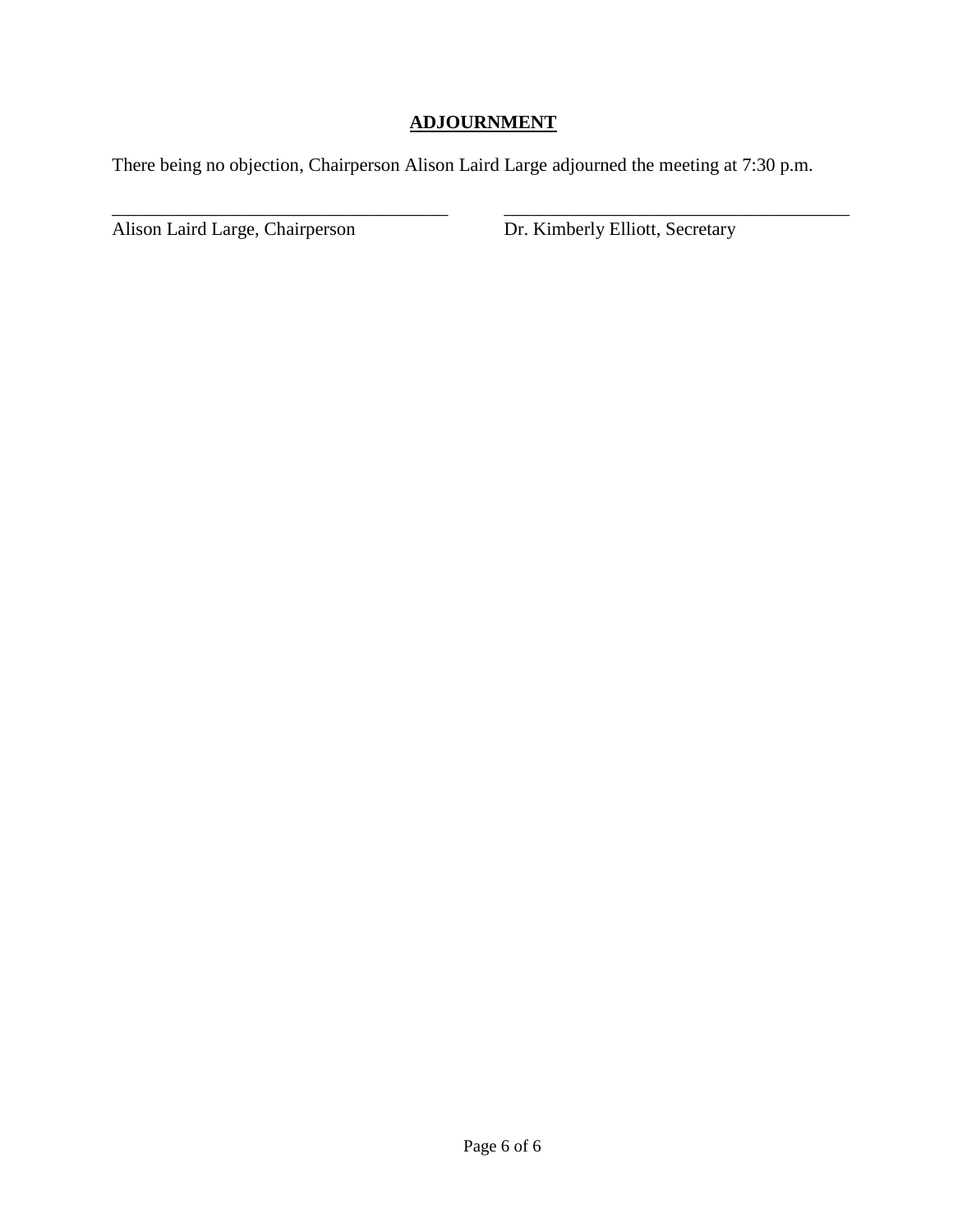## **ADJOURNMENT**

There being no objection, Chairperson Alison Laird Large adjourned the meeting at 7:30 p.m.

| | |
|---|---|
| _____________________________________ | ______________________________________ |
| Alison Laird Large, Chairperson | Dr. Kimberly Elliott, Secretary |